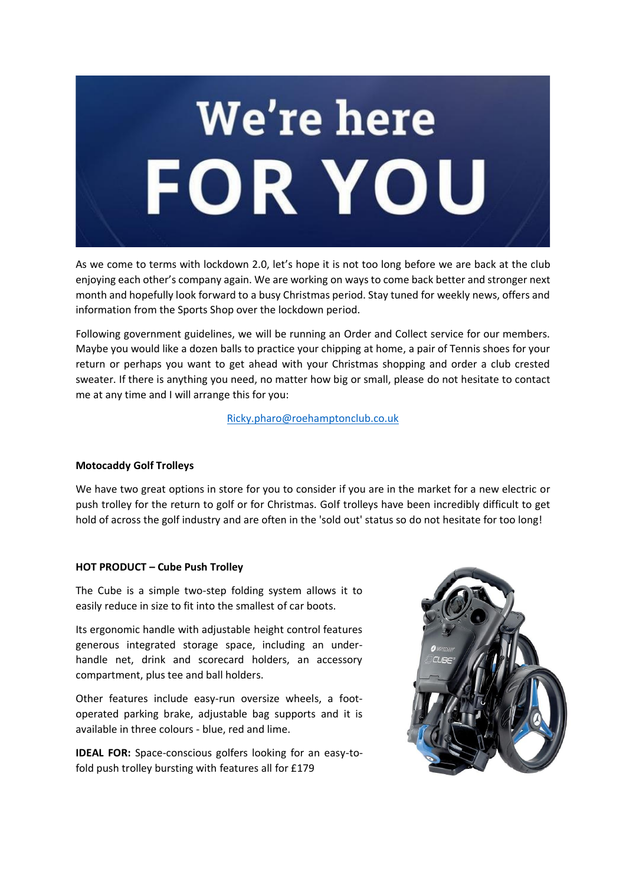# We're here FOR YOU

As we come to terms with lockdown 2.0, let's hope it is not too long before we are back at the club enjoying each other's company again. We are working on ways to come back better and stronger next month and hopefully look forward to a busy Christmas period. Stay tuned for weekly news, offers and information from the Sports Shop over the lockdown period.

Following government guidelines, we will be running an Order and Collect service for our members. Maybe you would like a dozen balls to practice your chipping at home, a pair of Tennis shoes for your return or perhaps you want to get ahead with your Christmas shopping and order a club crested sweater. If there is anything you need, no matter how big or small, please do not hesitate to contact me at any time and I will arrange this for you:

Ricky.pharo@roehamptonclub.co.uk

**Motocaddy Golf Trolleys**

We have two great options in store for you to consider if you are in the market for a new electric or push trolley for the return to golf or for Christmas. Golf trolleys have been incredibly difficult to get hold of across the golf industry and are often in the 'sold out' status so do not hesitate for too long!

**HOT PRODUCT – Cube Push Trolley**

The Cube is a simple two-step folding system allows it to easily reduce in size to fit into the smallest of car boots.

Its ergonomic handle with adjustable height control features generous integrated storage space, including an under-handle net, drink and scorecard holders, an accessory compartment, plus tee and ball holders.

Other features include easy-run oversize wheels, a foot-operated parking brake, adjustable bag supports and it is available in three colours - blue, red and lime.

**IDEAL FOR:** Space-conscious golfers looking for an easy-to-fold push trolley bursting with features all for £179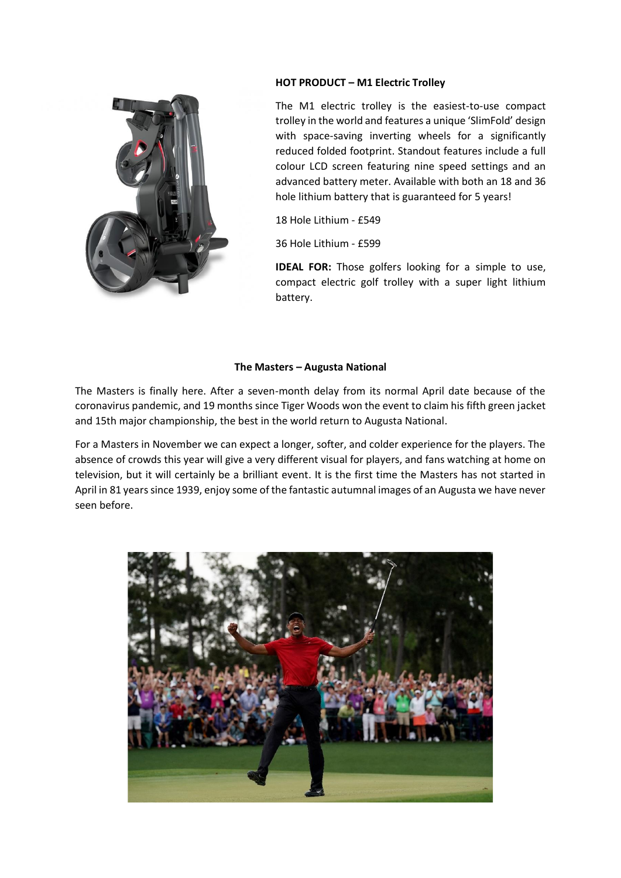**HOT PRODUCT – M1 Electric Trolley**

The M1 electric trolley is the easiest-to-use compact trolley in the world and features a unique 'SlimFold' design with space-saving inverting wheels for a significantly reduced folded footprint. Standout features include a full colour LCD screen featuring nine speed settings and an advanced battery meter. Available with both an 18 and 36 hole lithium battery that is guaranteed for 5 years!

18 Hole Lithium - £549

36 Hole Lithium - £599

**IDEAL FOR:** Those golfers looking for a simple to use, compact electric golf trolley with a super light lithium battery.

**The Masters – Augusta National**

The Masters is finally here. After a seven-month delay from its normal April date because of the coronavirus pandemic, and 19 months since Tiger Woods won the event to claim his fifth green jacket and 15th major championship, the best in the world return to Augusta National.

For a Masters in November we can expect a longer, softer, and colder experience for the players. The absence of crowds this year will give a very different visual for players, and fans watching at home on television, but it will certainly be a brilliant event. It is the first time the Masters has not started in April in 81 years since 1939, enjoy some of the fantastic autumnal images of an Augusta we have never seen before.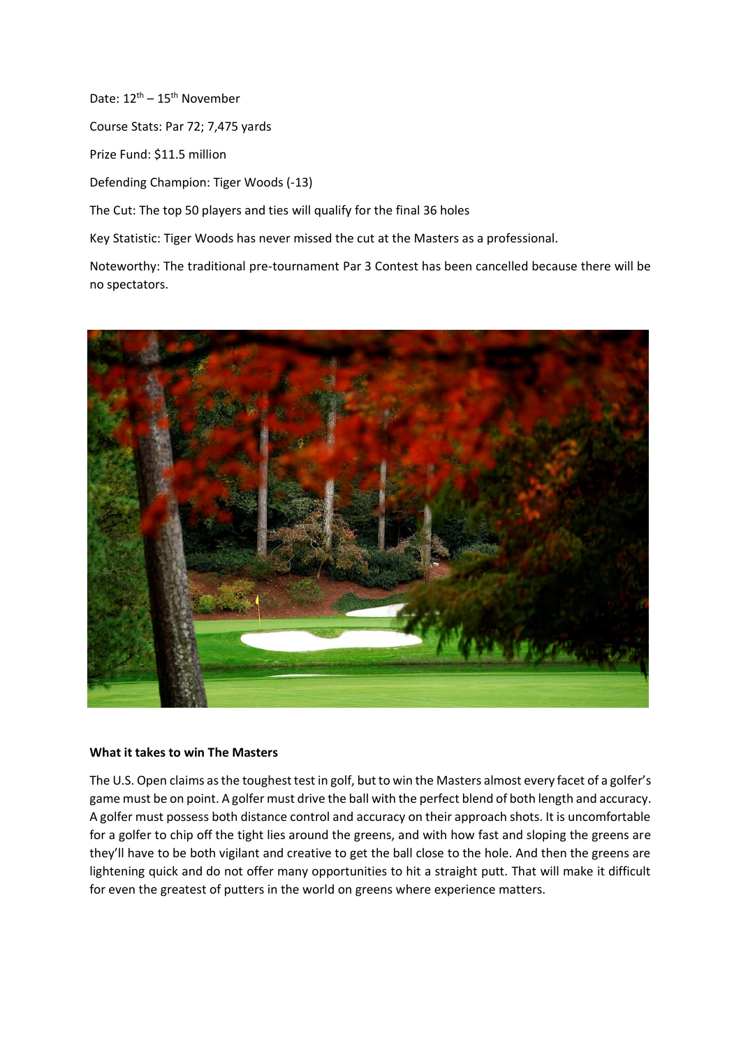Date: 12th – 15th November

Course Stats: Par 72; 7,475 yards

Prize Fund: $11.5 million

Defending Champion: Tiger Woods (-13)

The Cut: The top 50 players and ties will qualify for the final 36 holes

Key Statistic: Tiger Woods has never missed the cut at the Masters as a professional.

Noteworthy: The traditional pre-tournament Par 3 Contest has been cancelled because there will be no spectators.

**What it takes to win The Masters**

The U.S. Open claims as the toughest test in golf, but to win the Masters almost every facet of a golfer's game must be on point. A golfer must drive the ball with the perfect blend of both length and accuracy. A golfer must possess both distance control and accuracy on their approach shots. It is uncomfortable for a golfer to chip off the tight lies around the greens, and with how fast and sloping the greens are they'll have to be both vigilant and creative to get the ball close to the hole. And then the greens are lightening quick and do not offer many opportunities to hit a straight putt. That will make it difficult for even the greatest of putters in the world on greens where experience matters.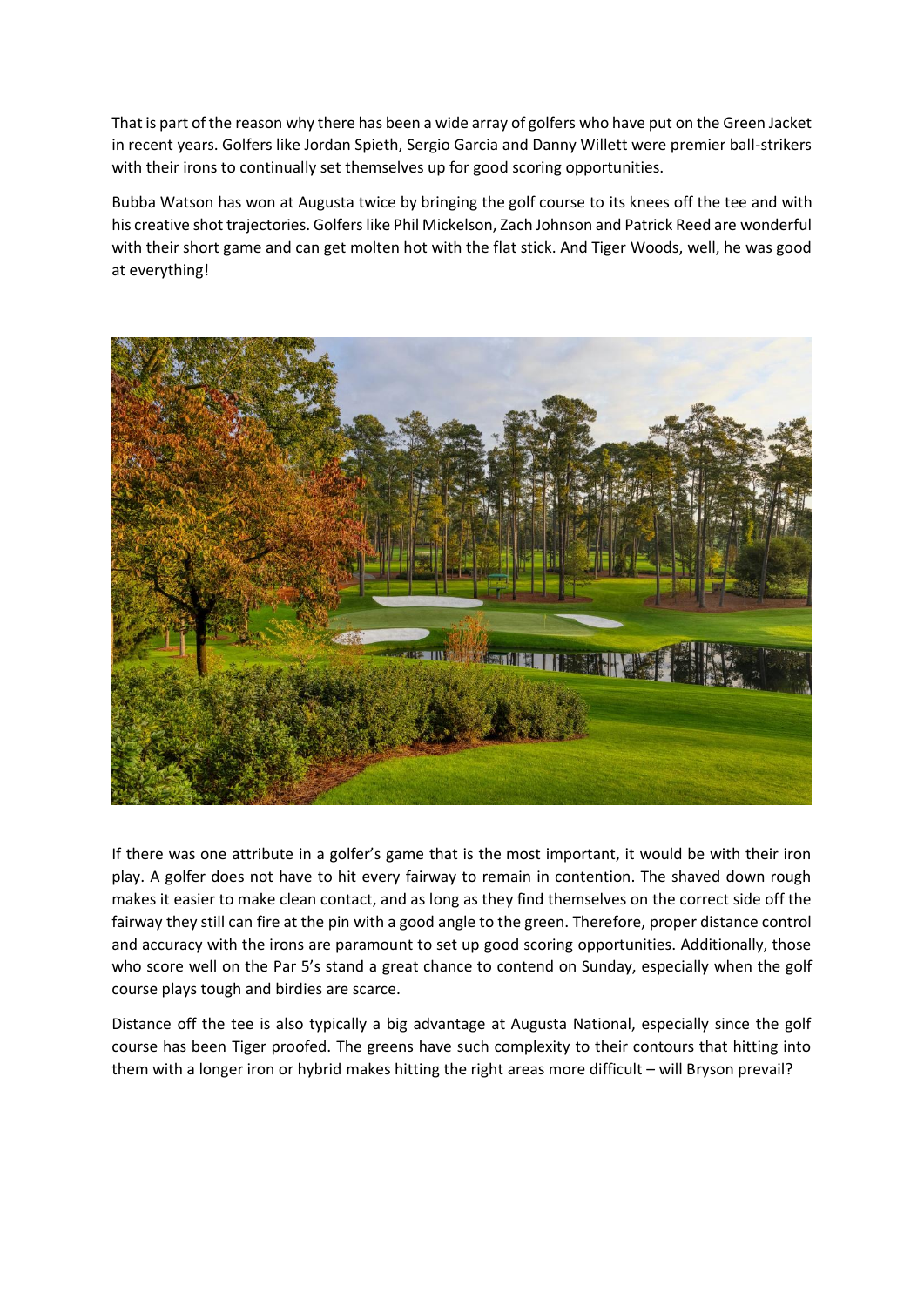That is part of the reason why there has been a wide array of golfers who have put on the Green Jacket in recent years. Golfers like Jordan Spieth, Sergio Garcia and Danny Willett were premier ball-strikers with their irons to continually set themselves up for good scoring opportunities.

Bubba Watson has won at Augusta twice by bringing the golf course to its knees off the tee and with his creative shot trajectories. Golfers like Phil Mickelson, Zach Johnson and Patrick Reed are wonderful with their short game and can get molten hot with the flat stick. And Tiger Woods, well, he was good at everything!

If there was one attribute in a golfer's game that is the most important, it would be with their iron play. A golfer does not have to hit every fairway to remain in contention. The shaved down rough makes it easier to make clean contact, and as long as they find themselves on the correct side off the fairway they still can fire at the pin with a good angle to the green. Therefore, proper distance control and accuracy with the irons are paramount to set up good scoring opportunities. Additionally, those who score well on the Par 5's stand a great chance to contend on Sunday, especially when the golf course plays tough and birdies are scarce.

Distance off the tee is also typically a big advantage at Augusta National, especially since the golf course has been Tiger proofed. The greens have such complexity to their contours that hitting into them with a longer iron or hybrid makes hitting the right areas more difficult – will Bryson prevail?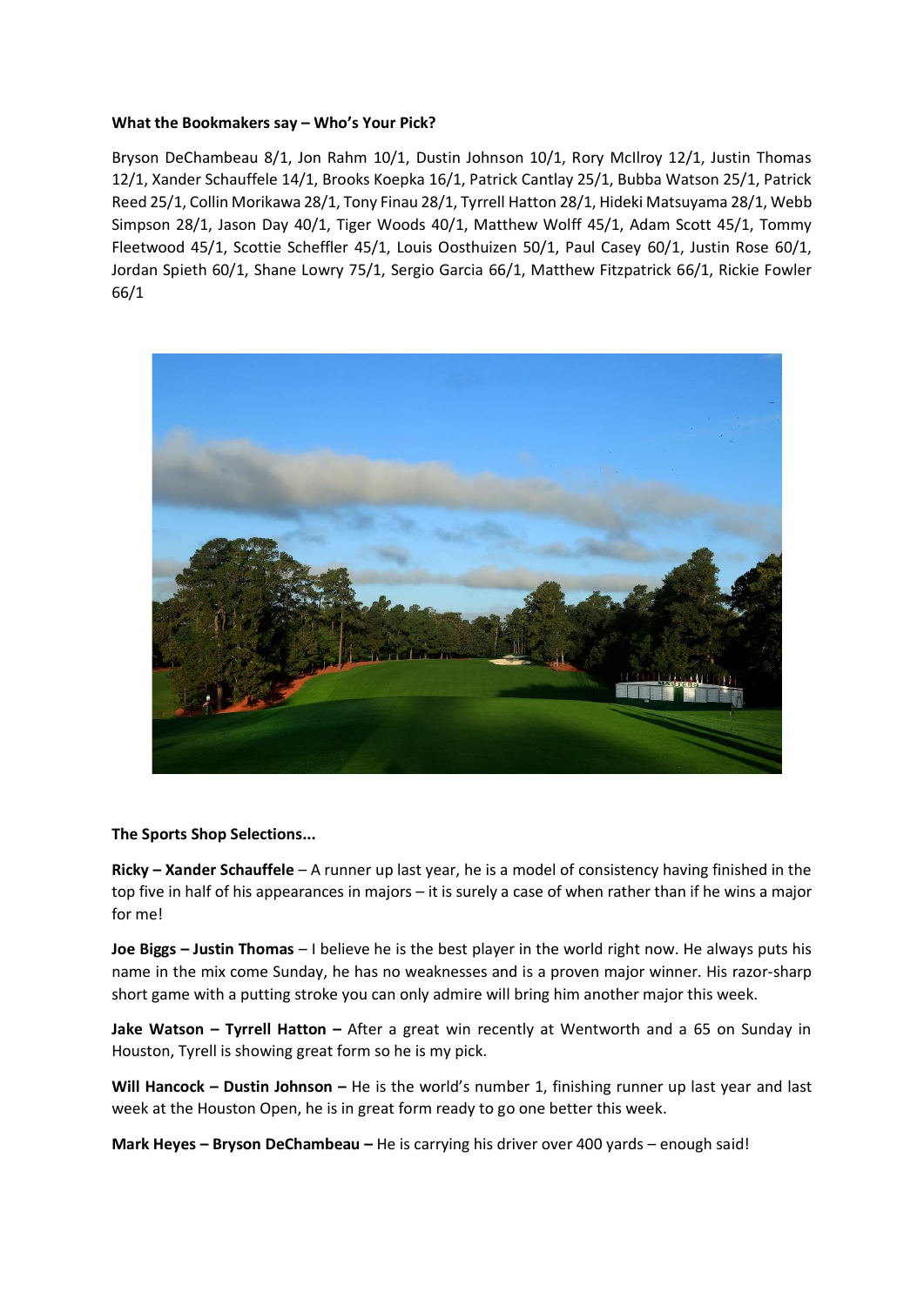**What the Bookmakers say – Who's Your Pick?**

Bryson DeChambeau 8/1, Jon Rahm 10/1, Dustin Johnson 10/1, Rory McIlroy 12/1, Justin Thomas 12/1, Xander Schauffele 14/1, Brooks Koepka 16/1, Patrick Cantlay 25/1, Bubba Watson 25/1, Patrick Reed 25/1, Collin Morikawa 28/1, Tony Finau 28/1, Tyrrell Hatton 28/1, Hideki Matsuyama 28/1, Webb Simpson 28/1, Jason Day 40/1, Tiger Woods 40/1, Matthew Wolff 45/1, Adam Scott 45/1, Tommy Fleetwood 45/1, Scottie Scheffler 45/1, Louis Oosthuizen 50/1, Paul Casey 60/1, Justin Rose 60/1, Jordan Spieth 60/1, Shane Lowry 75/1, Sergio Garcia 66/1, Matthew Fitzpatrick 66/1, Rickie Fowler 66/1

**The Sports Shop Selections...**

**Ricky – Xander Schauffele** – A runner up last year, he is a model of consistency having finished in the top five in half of his appearances in majors – it is surely a case of when rather than if he wins a major for me!

**Joe Biggs – Justin Thomas** – I believe he is the best player in the world right now. He always puts his name in the mix come Sunday, he has no weaknesses and is a proven major winner. His razor-sharp short game with a putting stroke you can only admire will bring him another major this week.

**Jake Watson – Tyrrell Hatton –** After a great win recently at Wentworth and a 65 on Sunday in Houston, Tyrell is showing great form so he is my pick.

**Will Hancock – Dustin Johnson –** He is the world's number 1, finishing runner up last year and last week at the Houston Open, he is in great form ready to go one better this week.

**Mark Heyes – Bryson DeChambeau –** He is carrying his driver over 400 yards – enough said!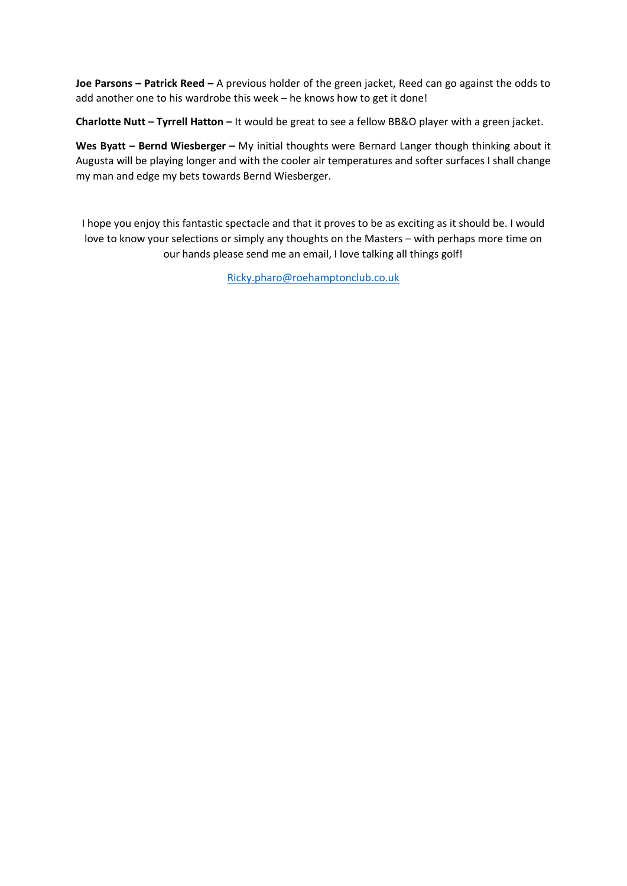**Joe Parsons – Patrick Reed –** A previous holder of the green jacket, Reed can go against the odds to add another one to his wardrobe this week – he knows how to get it done!

**Charlotte Nutt – Tyrrell Hatton –** It would be great to see a fellow BB&O player with a green jacket.

**Wes Byatt – Bernd Wiesberger –** My initial thoughts were Bernard Langer though thinking about it Augusta will be playing longer and with the cooler air temperatures and softer surfaces I shall change my man and edge my bets towards Bernd Wiesberger.

I hope you enjoy this fantastic spectacle and that it proves to be as exciting as it should be. I would love to know your selections or simply any thoughts on the Masters – with perhaps more time on our hands please send me an email, I love talking all things golf!

Ricky.pharo@roehamptonclub.co.uk